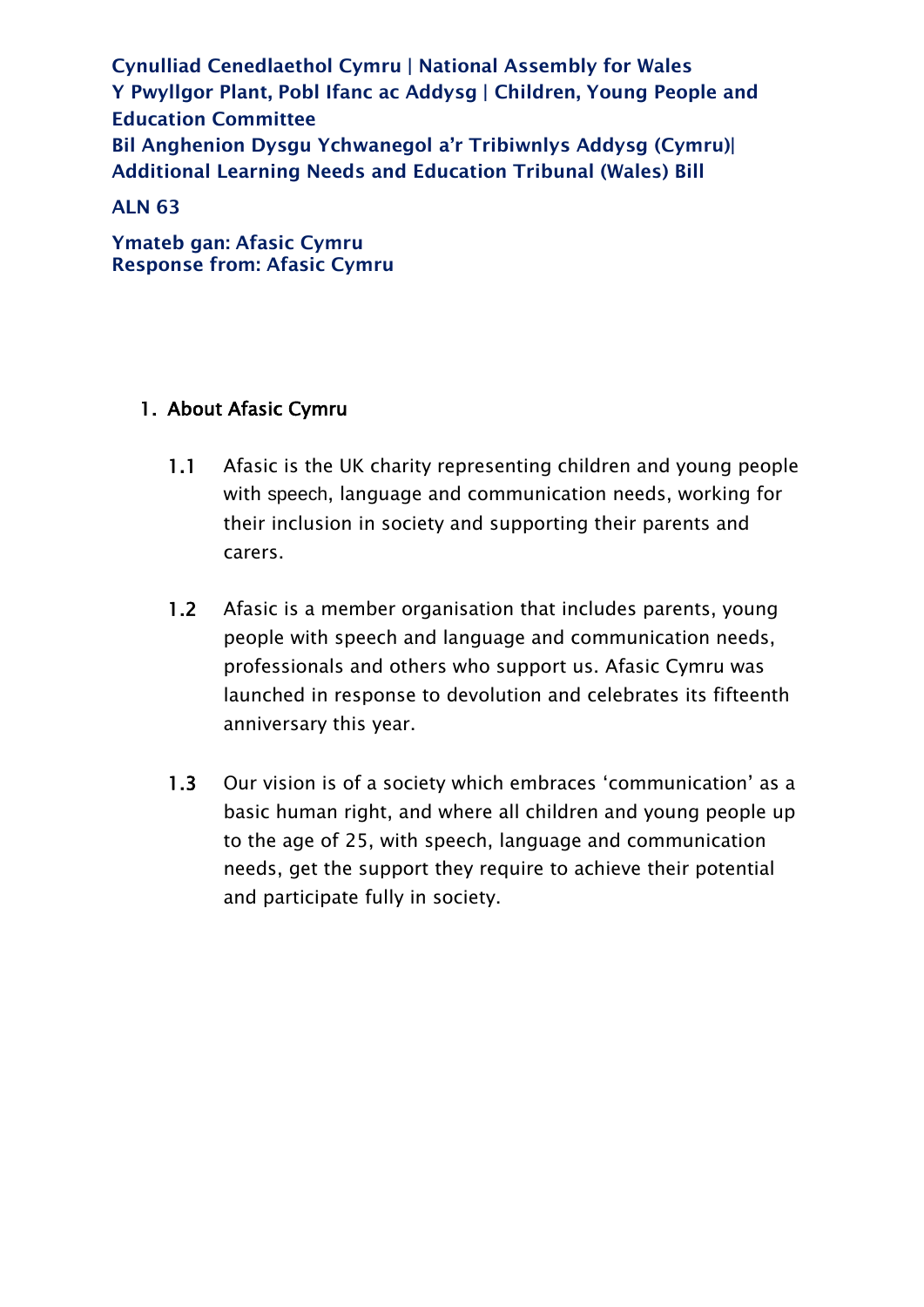**Cynulliad Cenedlaethol Cymru | National Assembly for Wales**
**Y Pwyllgor Plant, Pobl Ifanc ac Addysg | Children, Young People and Education Committee**
**Bil Anghenion Dysgu Ychwanegol a'r Tribiwnlys Addysg (Cymru)| Additional Learning Needs and Education Tribunal (Wales) Bill**

**ALN 63**

**Ymateb gan: Afasic Cymru**
**Response from: Afasic Cymru**

## 1. About Afasic Cymru

1.1 Afasic is the UK charity representing children and young people with speech, language and communication needs, working for their inclusion in society and supporting their parents and carers.

1.2 Afasic is a member organisation that includes parents, young people with speech and language and communication needs, professionals and others who support us. Afasic Cymru was launched in response to devolution and celebrates its fifteenth anniversary this year.

1.3 Our vision is of a society which embraces 'communication' as a basic human right, and where all children and young people up to the age of 25, with speech, language and communication needs, get the support they require to achieve their potential and participate fully in society.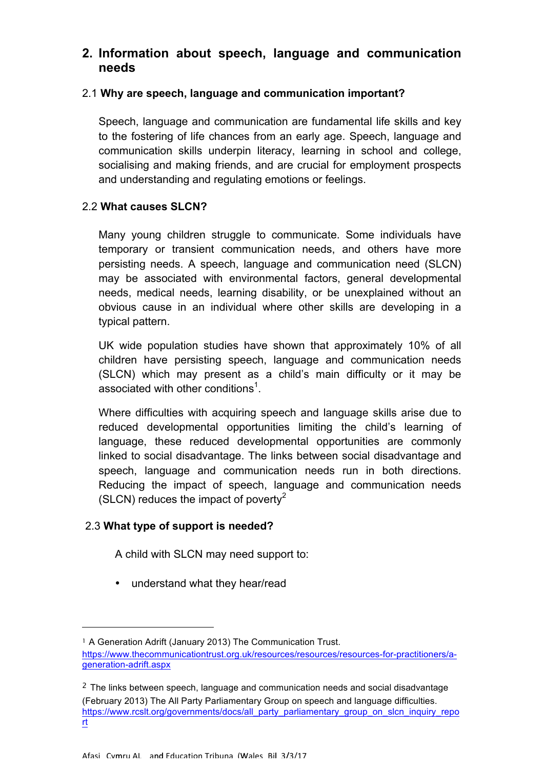## 2. Information about speech, language and communication needs

2.1 **Why are speech, language and communication important?**

Speech, language and communication are fundamental life skills and key to the fostering of life chances from an early age. Speech, language and communication skills underpin literacy, learning in school and college, socialising and making friends, and are crucial for employment prospects and understanding and regulating emotions or feelings.

2.2 **What causes SLCN?**

Many young children struggle to communicate. Some individuals have temporary or transient communication needs, and others have more persisting needs. A speech, language and communication need (SLCN) may be associated with environmental factors, general developmental needs, medical needs, learning disability, or be unexplained without an obvious cause in an individual where other skills are developing in a typical pattern.

UK wide population studies have shown that approximately 10% of all children have persisting speech, language and communication needs (SLCN) which may present as a child's main difficulty or it may be associated with other conditions[1].

Where difficulties with acquiring speech and language skills arise due to reduced developmental opportunities limiting the child's learning of language, these reduced developmental opportunities are commonly linked to social disadvantage. The links between social disadvantage and speech, language and communication needs run in both directions. Reducing the impact of speech, language and communication needs (SLCN) reduces the impact of poverty[2]

2.3 **What type of support is needed?**

A child with SLCN may need support to:

- understand what they hear/read

---

[1] A Generation Adrift (January 2013) The Communication Trust. https://www.thecommunicationtrust.org.uk/resources/resources/resources-for-practitioners/a-generation-adrift.aspx

[2] The links between speech, language and communication needs and social disadvantage (February 2013) The All Party Parliamentary Group on speech and language difficulties. https://www.rcslt.org/governments/docs/all_party_parliamentary_group_on_slcn_inquiry_report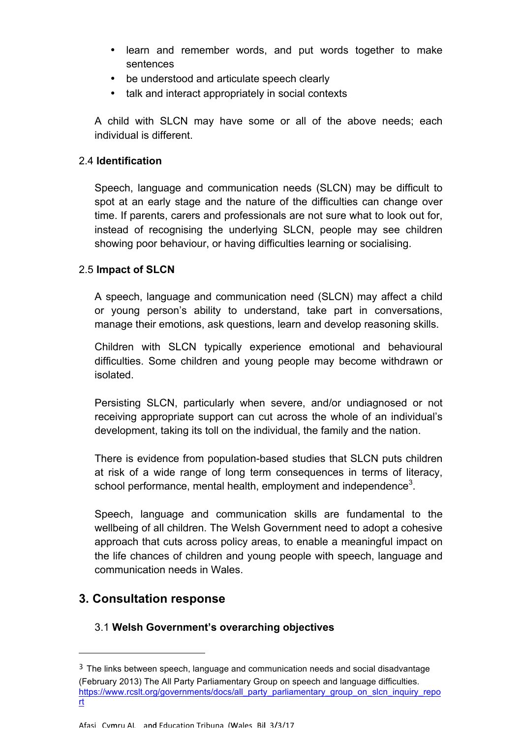- learn and remember words, and put words together to make sentences
- be understood and articulate speech clearly
- talk and interact appropriately in social contexts

A child with SLCN may have some or all of the above needs; each individual is different.

### 2.4 **Identification**

Speech, language and communication needs (SLCN) may be difficult to spot at an early stage and the nature of the difficulties can change over time. If parents, carers and professionals are not sure what to look out for, instead of recognising the underlying SLCN, people may see children showing poor behaviour, or having difficulties learning or socialising.

### 2.5 **Impact of SLCN**

A speech, language and communication need (SLCN) may affect a child or young person's ability to understand, take part in conversations, manage their emotions, ask questions, learn and develop reasoning skills.

Children with SLCN typically experience emotional and behavioural difficulties. Some children and young people may become withdrawn or isolated.

Persisting SLCN, particularly when severe, and/or undiagnosed or not receiving appropriate support can cut across the whole of an individual's development, taking its toll on the individual, the family and the nation.

There is evidence from population-based studies that SLCN puts children at risk of a wide range of long term consequences in terms of literacy, school performance, mental health, employment and independence[3].

Speech, language and communication skills are fundamental to the wellbeing of all children. The Welsh Government need to adopt a cohesive approach that cuts across policy areas, to enable a meaningful impact on the life chances of children and young people with speech, language and communication needs in Wales.

## 3. Consultation response

### 3.1 **Welsh Government's overarching objectives**

---

[3] The links between speech, language and communication needs and social disadvantage (February 2013) The All Party Parliamentary Group on speech and language difficulties. https://www.rcslt.org/governments/docs/all_party_parliamentary_group_on_slcn_inquiry_report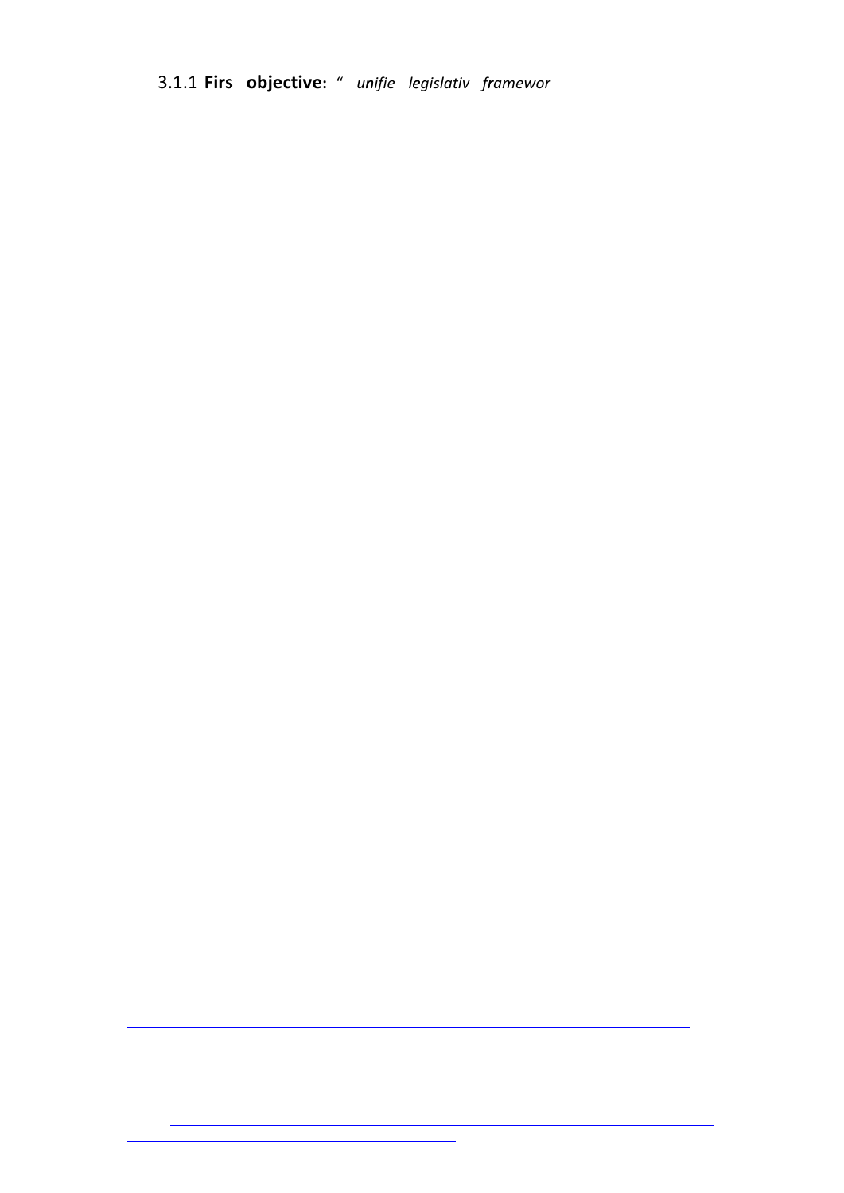### 3.1.1 **Firs objective:** " *unifie legislativ framewor*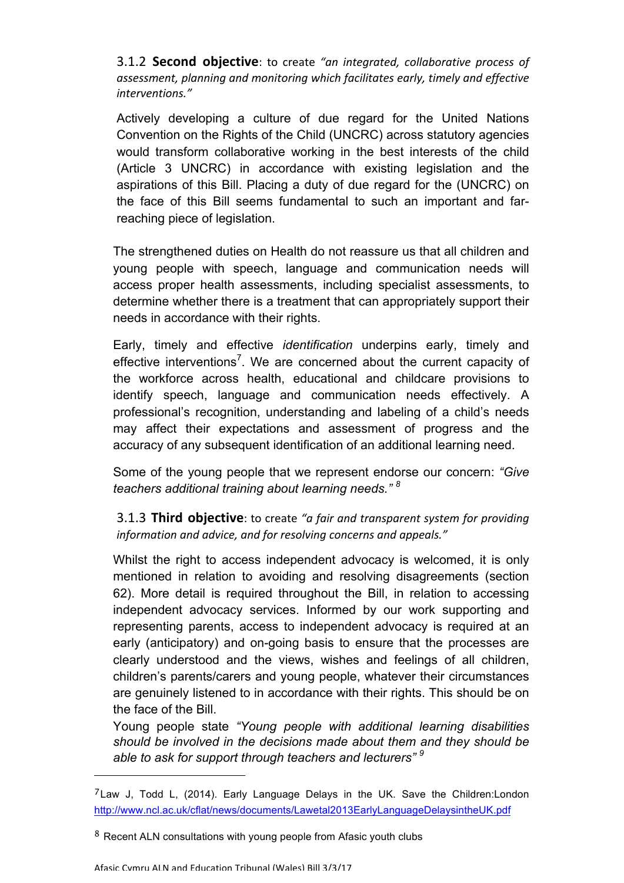### 3.1.2 **Second objective**: to create *"an integrated, collaborative process of assessment, planning and monitoring which facilitates early, timely and effective interventions."*

Actively developing a culture of due regard for the United Nations Convention on the Rights of the Child (UNCRC) across statutory agencies would transform collaborative working in the best interests of the child (Article 3 UNCRC) in accordance with existing legislation and the aspirations of this Bill. Placing a duty of due regard for the (UNCRC) on the face of this Bill seems fundamental to such an important and far-reaching piece of legislation.

The strengthened duties on Health do not reassure us that all children and young people with speech, language and communication needs will access proper health assessments, including specialist assessments, to determine whether there is a treatment that can appropriately support their needs in accordance with their rights.

Early, timely and effective *identification* underpins early, timely and effective interventions[7]. We are concerned about the current capacity of the workforce across health, educational and childcare provisions to identify speech, language and communication needs effectively. A professional's recognition, understanding and labeling of a child's needs may affect their expectations and assessment of progress and the accuracy of any subsequent identification of an additional learning need.

Some of the young people that we represent endorse our concern: *"Give teachers additional training about learning needs."* [8]

### 3.1.3 **Third objective**: to create *"a fair and transparent system for providing information and advice, and for resolving concerns and appeals."*

Whilst the right to access independent advocacy is welcomed, it is only mentioned in relation to avoiding and resolving disagreements (section 62). More detail is required throughout the Bill, in relation to accessing independent advocacy services. Informed by our work supporting and representing parents, access to independent advocacy is required at an early (anticipatory) and on-going basis to ensure that the processes are clearly understood and the views, wishes and feelings of all children, children's parents/carers and young people, whatever their circumstances are genuinely listened to in accordance with their rights. This should be on the face of the Bill.

Young people state *"Young people with additional learning disabilities should be involved in the decisions made about them and they should be able to ask for support through teachers and lecturers"* [9]

---

[7] Law J, Todd L, (2014). Early Language Delays in the UK. Save the Children:London http://www.ncl.ac.uk/cflat/news/documents/Lawetal2013EarlyLanguageDelaysintheUK.pdf

[8] Recent ALN consultations with young people from Afasic youth clubs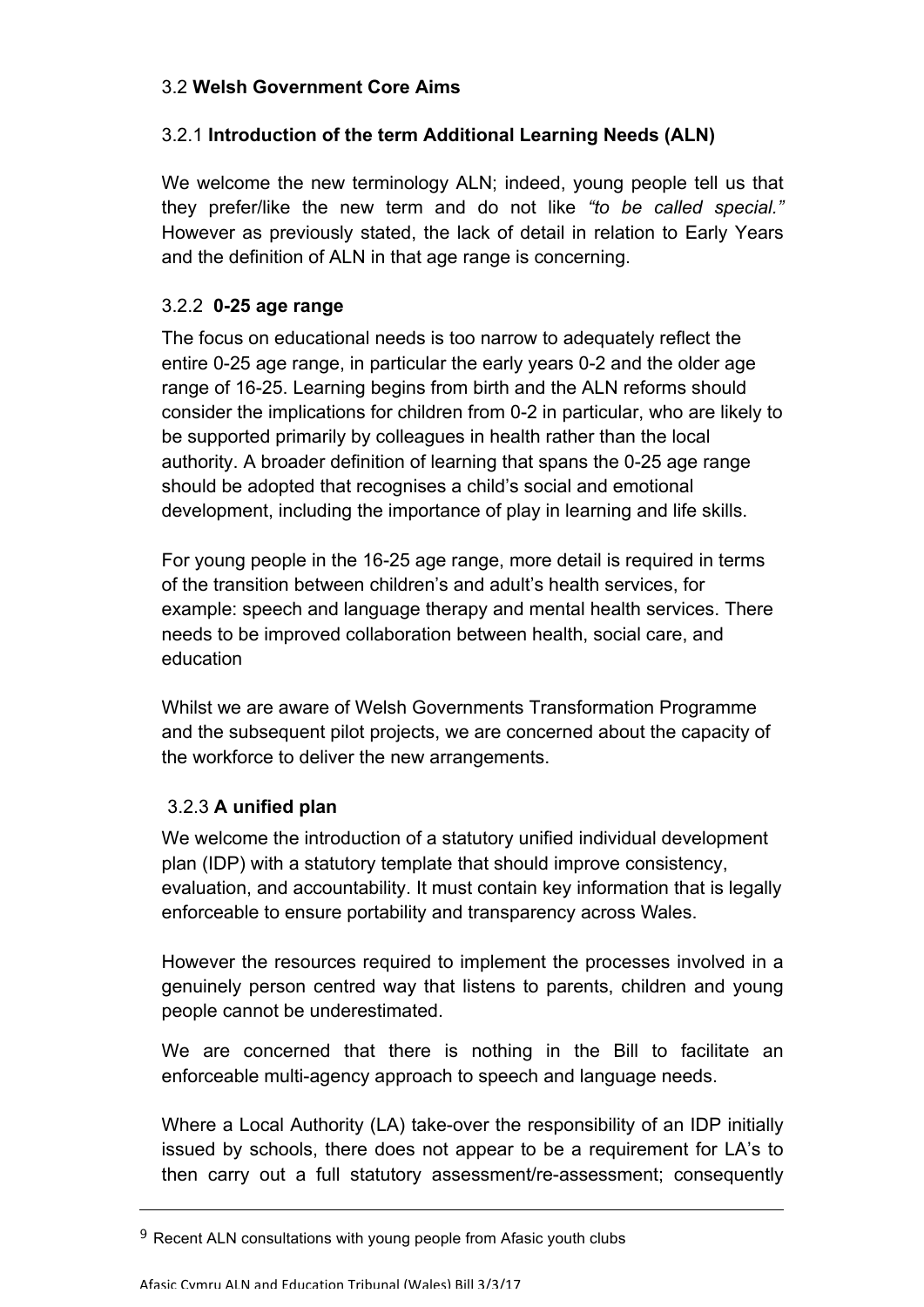### 3.2 **Welsh Government Core Aims**

#### 3.2.1 **Introduction of the term Additional Learning Needs (ALN)**

We welcome the new terminology ALN; indeed, young people tell us that they prefer/like the new term and do not like *"to be called special."* However as previously stated, the lack of detail in relation to Early Years and the definition of ALN in that age range is concerning.

#### 3.2.2 **0-25 age range**

The focus on educational needs is too narrow to adequately reflect the entire 0-25 age range, in particular the early years 0-2 and the older age range of 16-25. Learning begins from birth and the ALN reforms should consider the implications for children from 0-2 in particular, who are likely to be supported primarily by colleagues in health rather than the local authority. A broader definition of learning that spans the 0-25 age range should be adopted that recognises a child's social and emotional development, including the importance of play in learning and life skills.

For young people in the 16-25 age range, more detail is required in terms of the transition between children's and adult's health services, for example: speech and language therapy and mental health services. There needs to be improved collaboration between health, social care, and education

Whilst we are aware of Welsh Governments Transformation Programme and the subsequent pilot projects, we are concerned about the capacity of the workforce to deliver the new arrangements.

#### 3.2.3 **A unified plan**

We welcome the introduction of a statutory unified individual development plan (IDP) with a statutory template that should improve consistency, evaluation, and accountability. It must contain key information that is legally enforceable to ensure portability and transparency across Wales.

However the resources required to implement the processes involved in a genuinely person centred way that listens to parents, children and young people cannot be underestimated.

We are concerned that there is nothing in the Bill to facilitate an enforceable multi-agency approach to speech and language needs.

Where a Local Authority (LA) take-over the responsibility of an IDP initially issued by schools, there does not appear to be a requirement for LA's to then carry out a full statutory assessment/re-assessment; consequently

---

[9] Recent ALN consultations with young people from Afasic youth clubs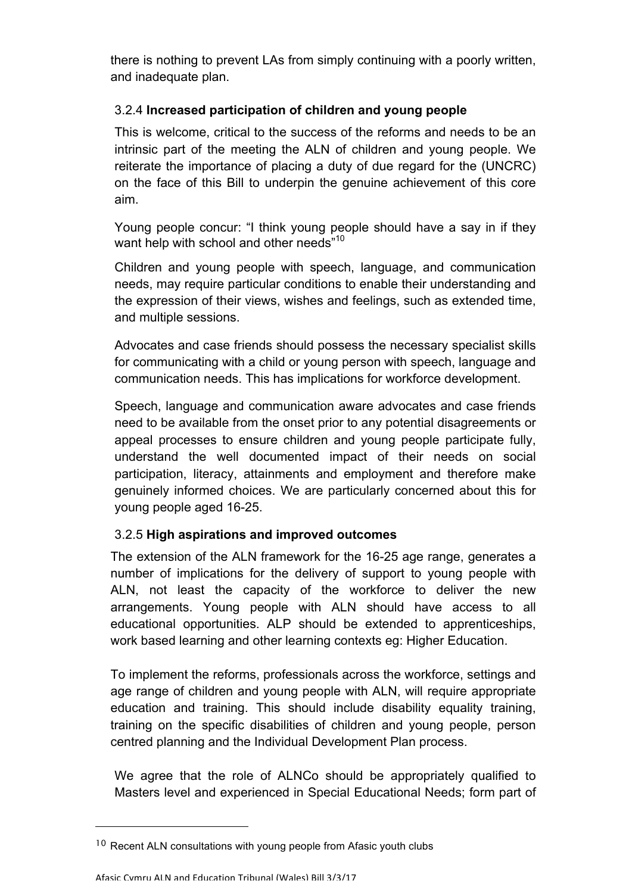there is nothing to prevent LAs from simply continuing with a poorly written, and inadequate plan.

### 3.2.4 **Increased participation of children and young people**

This is welcome, critical to the success of the reforms and needs to be an intrinsic part of the meeting the ALN of children and young people. We reiterate the importance of placing a duty of due regard for the (UNCRC) on the face of this Bill to underpin the genuine achievement of this core aim.

Young people concur: "I think young people should have a say in if they want help with school and other needs"[10]

Children and young people with speech, language, and communication needs, may require particular conditions to enable their understanding and the expression of their views, wishes and feelings, such as extended time, and multiple sessions.

Advocates and case friends should possess the necessary specialist skills for communicating with a child or young person with speech, language and communication needs. This has implications for workforce development.

Speech, language and communication aware advocates and case friends need to be available from the onset prior to any potential disagreements or appeal processes to ensure children and young people participate fully, understand the well documented impact of their needs on social participation, literacy, attainments and employment and therefore make genuinely informed choices. We are particularly concerned about this for young people aged 16-25.

### 3.2.5 **High aspirations and improved outcomes**

The extension of the ALN framework for the 16-25 age range, generates a number of implications for the delivery of support to young people with ALN, not least the capacity of the workforce to deliver the new arrangements. Young people with ALN should have access to all educational opportunities. ALP should be extended to apprenticeships, work based learning and other learning contexts eg: Higher Education.

To implement the reforms, professionals across the workforce, settings and age range of children and young people with ALN, will require appropriate education and training. This should include disability equality training, training on the specific disabilities of children and young people, person centred planning and the Individual Development Plan process.

We agree that the role of ALNCo should be appropriately qualified to Masters level and experienced in Special Educational Needs; form part of

---

[10] Recent ALN consultations with young people from Afasic youth clubs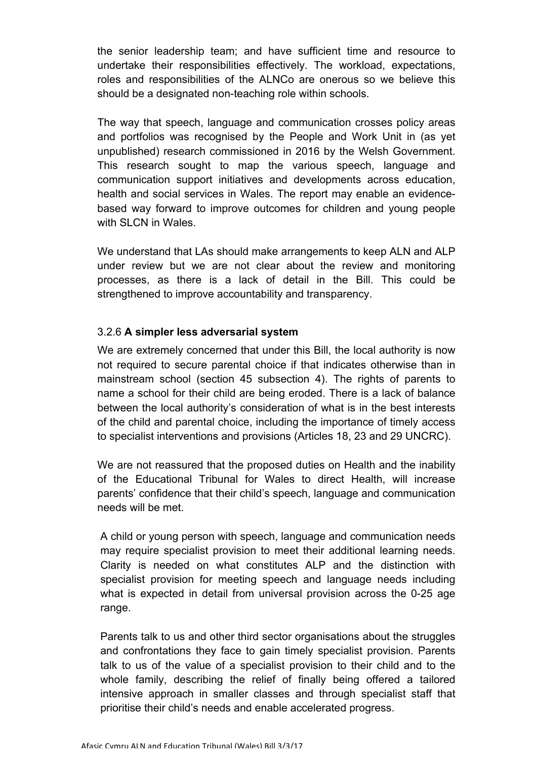the senior leadership team; and have sufficient time and resource to undertake their responsibilities effectively. The workload, expectations, roles and responsibilities of the ALNCo are onerous so we believe this should be a designated non-teaching role within schools.

The way that speech, language and communication crosses policy areas and portfolios was recognised by the People and Work Unit in (as yet unpublished) research commissioned in 2016 by the Welsh Government. This research sought to map the various speech, language and communication support initiatives and developments across education, health and social services in Wales. The report may enable an evidence-based way forward to improve outcomes for children and young people with SLCN in Wales.

We understand that LAs should make arrangements to keep ALN and ALP under review but we are not clear about the review and monitoring processes, as there is a lack of detail in the Bill. This could be strengthened to improve accountability and transparency.

### 3.2.6 **A simpler less adversarial system**

We are extremely concerned that under this Bill, the local authority is now not required to secure parental choice if that indicates otherwise than in mainstream school (section 45 subsection 4). The rights of parents to name a school for their child are being eroded. There is a lack of balance between the local authority's consideration of what is in the best interests of the child and parental choice, including the importance of timely access to specialist interventions and provisions (Articles 18, 23 and 29 UNCRC).

We are not reassured that the proposed duties on Health and the inability of the Educational Tribunal for Wales to direct Health, will increase parents' confidence that their child's speech, language and communication needs will be met.

A child or young person with speech, language and communication needs may require specialist provision to meet their additional learning needs. Clarity is needed on what constitutes ALP and the distinction with specialist provision for meeting speech and language needs including what is expected in detail from universal provision across the 0-25 age range.

Parents talk to us and other third sector organisations about the struggles and confrontations they face to gain timely specialist provision. Parents talk to us of the value of a specialist provision to their child and to the whole family, describing the relief of finally being offered a tailored intensive approach in smaller classes and through specialist staff that prioritise their child's needs and enable accelerated progress.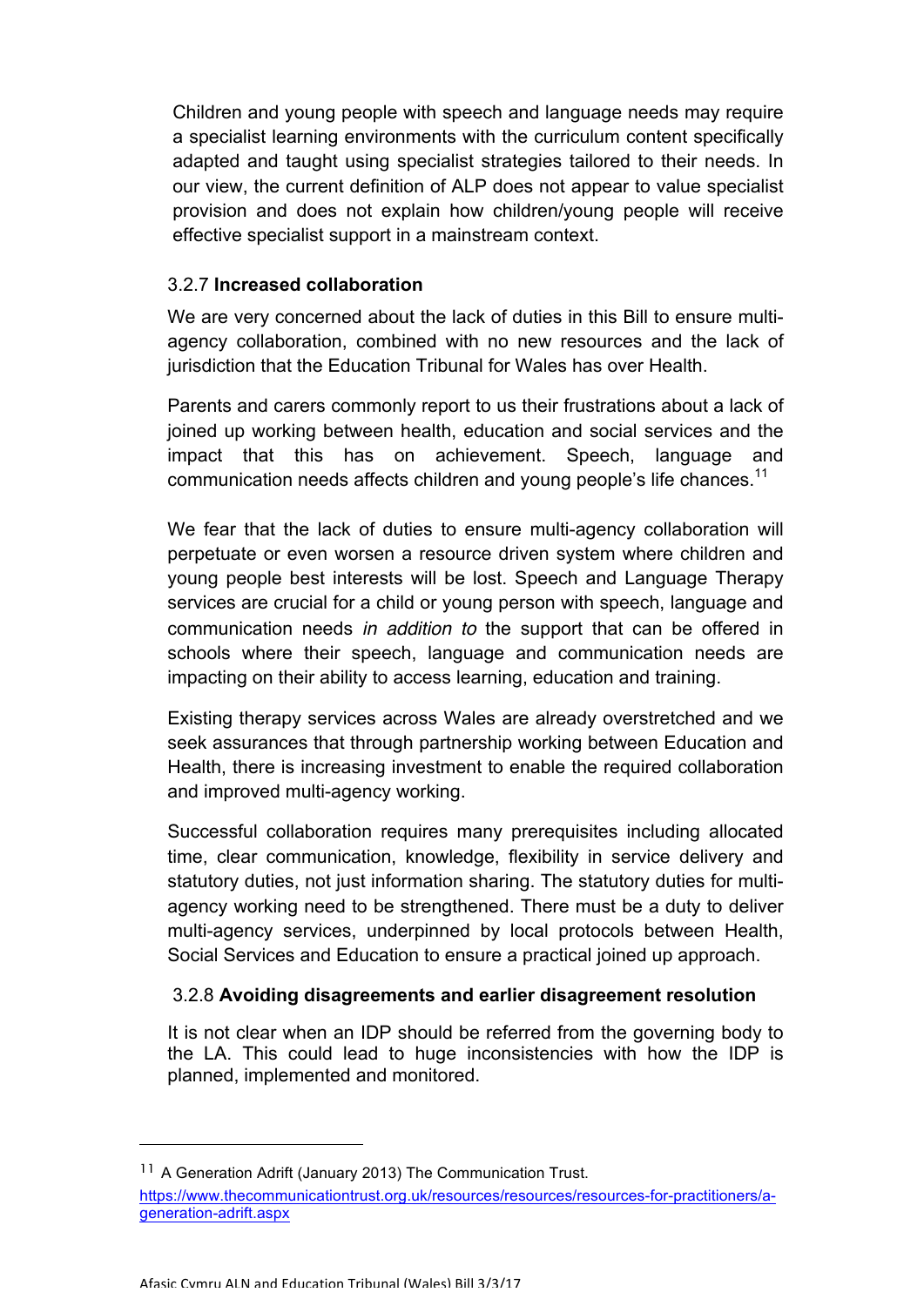Children and young people with speech and language needs may require a specialist learning environments with the curriculum content specifically adapted and taught using specialist strategies tailored to their needs. In our view, the current definition of ALP does not appear to value specialist provision and does not explain how children/young people will receive effective specialist support in a mainstream context.

### 3.2.7 **Increased collaboration**

We are very concerned about the lack of duties in this Bill to ensure multi-agency collaboration, combined with no new resources and the lack of jurisdiction that the Education Tribunal for Wales has over Health.

Parents and carers commonly report to us their frustrations about a lack of joined up working between health, education and social services and the impact that this has on achievement. Speech, language and communication needs affects children and young people's life chances.[11]

We fear that the lack of duties to ensure multi-agency collaboration will perpetuate or even worsen a resource driven system where children and young people best interests will be lost. Speech and Language Therapy services are crucial for a child or young person with speech, language and communication needs *in addition to* the support that can be offered in schools where their speech, language and communication needs are impacting on their ability to access learning, education and training.

Existing therapy services across Wales are already overstretched and we seek assurances that through partnership working between Education and Health, there is increasing investment to enable the required collaboration and improved multi-agency working.

Successful collaboration requires many prerequisites including allocated time, clear communication, knowledge, flexibility in service delivery and statutory duties, not just information sharing. The statutory duties for multi-agency working need to be strengthened. There must be a duty to deliver multi-agency services, underpinned by local protocols between Health, Social Services and Education to ensure a practical joined up approach.

### 3.2.8 **Avoiding disagreements and earlier disagreement resolution**

It is not clear when an IDP should be referred from the governing body to the LA. This could lead to huge inconsistencies with how the IDP is planned, implemented and monitored.

---

[11] A Generation Adrift (January 2013) The Communication Trust. https://www.thecommunicationtrust.org.uk/resources/resources/resources-for-practitioners/a-generation-adrift.aspx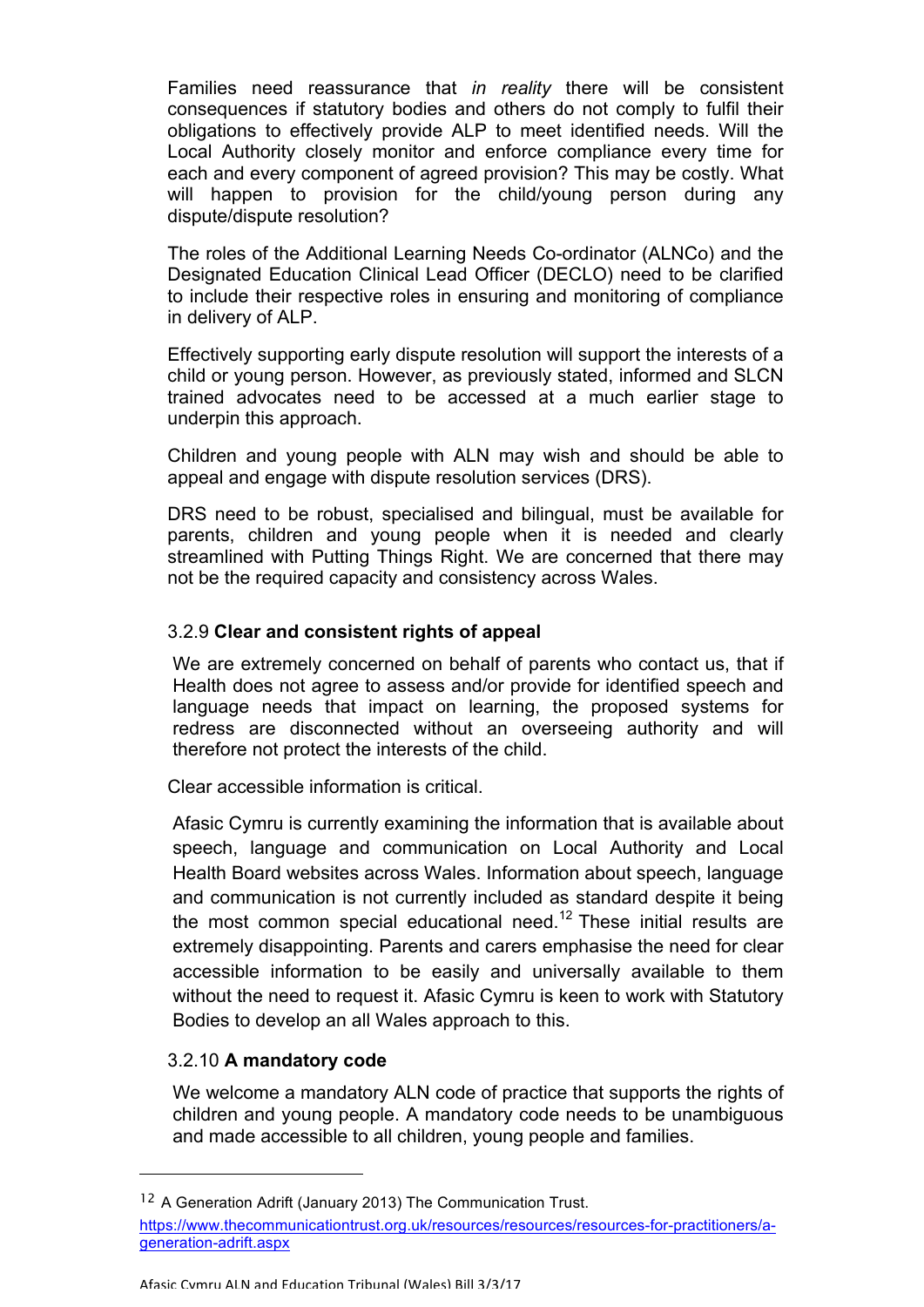Families need reassurance that *in reality* there will be consistent consequences if statutory bodies and others do not comply to fulfil their obligations to effectively provide ALP to meet identified needs. Will the Local Authority closely monitor and enforce compliance every time for each and every component of agreed provision? This may be costly. What will happen to provision for the child/young person during any dispute/dispute resolution?

The roles of the Additional Learning Needs Co-ordinator (ALNCo) and the Designated Education Clinical Lead Officer (DECLO) need to be clarified to include their respective roles in ensuring and monitoring of compliance in delivery of ALP.

Effectively supporting early dispute resolution will support the interests of a child or young person. However, as previously stated, informed and SLCN trained advocates need to be accessed at a much earlier stage to underpin this approach.

Children and young people with ALN may wish and should be able to appeal and engage with dispute resolution services (DRS).

DRS need to be robust, specialised and bilingual, must be available for parents, children and young people when it is needed and clearly streamlined with Putting Things Right. We are concerned that there may not be the required capacity and consistency across Wales.

### 3.2.9 **Clear and consistent rights of appeal**

We are extremely concerned on behalf of parents who contact us, that if Health does not agree to assess and/or provide for identified speech and language needs that impact on learning, the proposed systems for redress are disconnected without an overseeing authority and will therefore not protect the interests of the child.

Clear accessible information is critical.

Afasic Cymru is currently examining the information that is available about speech, language and communication on Local Authority and Local Health Board websites across Wales. Information about speech, language and communication is not currently included as standard despite it being the most common special educational need.[12] These initial results are extremely disappointing. Parents and carers emphasise the need for clear accessible information to be easily and universally available to them without the need to request it. Afasic Cymru is keen to work with Statutory Bodies to develop an all Wales approach to this.

### 3.2.10 **A mandatory code**

We welcome a mandatory ALN code of practice that supports the rights of children and young people. A mandatory code needs to be unambiguous and made accessible to all children, young people and families.

---

[12] A Generation Adrift (January 2013) The Communication Trust. https://www.thecommunicationtrust.org.uk/resources/resources/resources-for-practitioners/a-generation-adrift.aspx